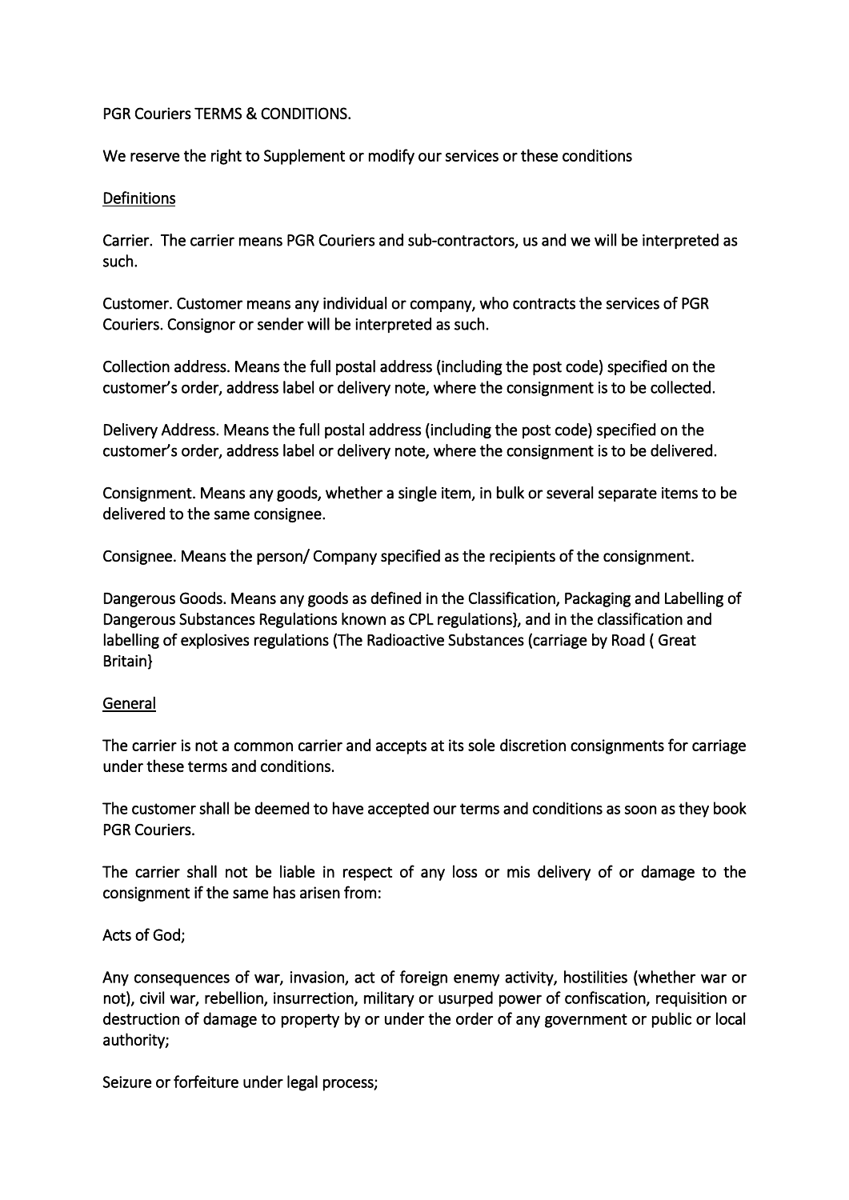PGR Couriers TERMS & CONDITIONS.

We reserve the right to Supplement or modify our services or these conditions

## Definitions

Carrier. The carrier means PGR Couriers and sub-contractors, us and we will be interpreted as such.

Customer. Customer means any individual or company, who contracts the services of PGR Couriers. Consignor or sender will be interpreted as such.

Collection address. Means the full postal address (including the post code) specified on the customer's order, address label or delivery note, where the consignment is to be collected.

Delivery Address. Means the full postal address (including the post code) specified on the customer's order, address label or delivery note, where the consignment is to be delivered.

Consignment. Means any goods, whether a single item, in bulk or several separate items to be delivered to the same consignee.

Consignee. Means the person/ Company specified as the recipients of the consignment.

Dangerous Goods. Means any goods as defined in the Classification, Packaging and Labelling of Dangerous Substances Regulations known as CPL regulations}, and in the classification and labelling of explosives regulations (The Radioactive Substances (carriage by Road ( Great Britain}

## General

The carrier is not a common carrier and accepts at its sole discretion consignments for carriage under these terms and conditions.

The customer shall be deemed to have accepted our terms and conditions as soon as they book PGR Couriers.

The carrier shall not be liable in respect of any loss or mis delivery of or damage to the consignment if the same has arisen from:

Acts of God;

Any consequences of war, invasion, act of foreign enemy activity, hostilities (whether war or not), civil war, rebellion, insurrection, military or usurped power of confiscation, requisition or destruction of damage to property by or under the order of any government or public or local authority;

Seizure or forfeiture under legal process;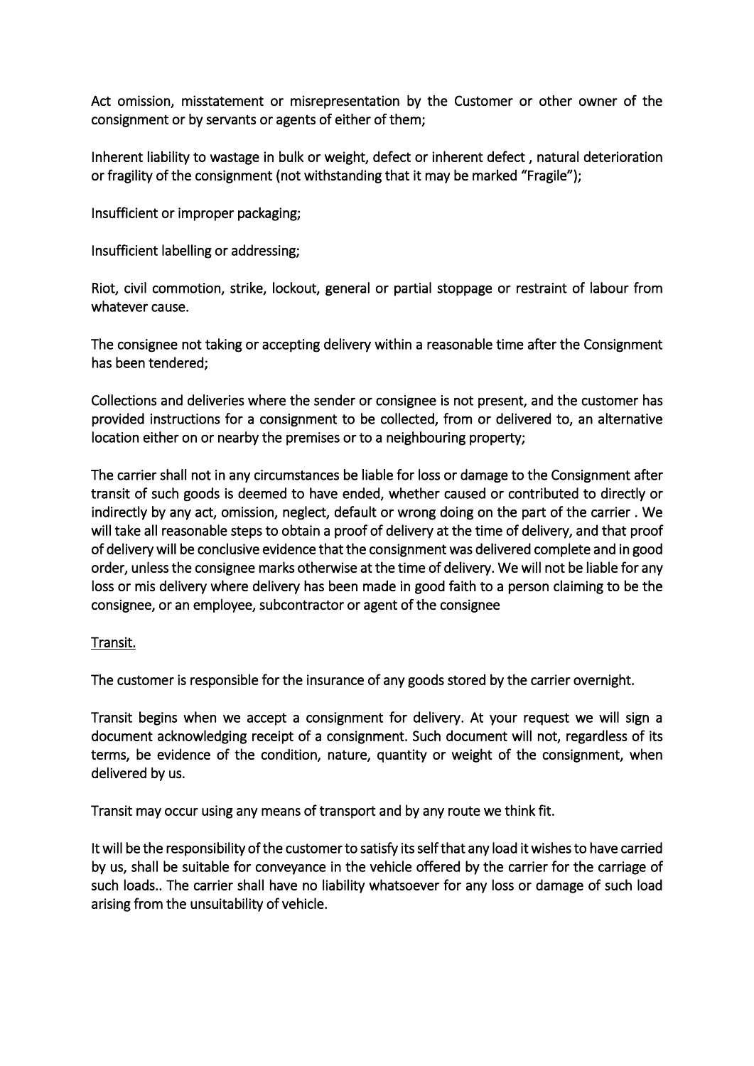Act omission, misstatement or misrepresentation by the Customer or other owner of the consignment or by servants or agents of either of them;

Inherent liability to wastage in bulk or weight, defect or inherent defect , natural deterioration or fragility of the consignment (not withstanding that it may be marked "Fragile");

Insufficient or improper packaging;

Insufficient labelling or addressing;

Riot, civil commotion, strike, lockout, general or partial stoppage or restraint of labour from whatever cause.

The consignee not taking or accepting delivery within a reasonable time after the Consignment has been tendered;

Collections and deliveries where the sender or consignee is not present, and the customer has provided instructions for a consignment to be collected, from or delivered to, an alternative location either on or nearby the premises or to a neighbouring property;

The carrier shall not in any circumstances be liable for loss or damage to the Consignment after transit of such goods is deemed to have ended, whether caused or contributed to directly or indirectly by any act, omission, neglect, default or wrong doing on the part of the carrier . We will take all reasonable steps to obtain a proof of delivery at the time of delivery, and that proof of delivery will be conclusive evidence that the consignment was delivered complete and in good order, unless the consignee marks otherwise at the time of delivery. We will not be liable for any loss or mis delivery where delivery has been made in good faith to a person claiming to be the consignee, or an employee, subcontractor or agent of the consignee

<u>Transit.</u>

The customer is responsible for the insurance of any goods stored by the carrier overnight.

Transit begins when we accept a consignment for delivery. At your request we will sign a document acknowledging receipt of a consignment. Such document will not, regardless of its terms, be evidence of the condition, nature, quantity or weight of the consignment, when delivered by us.

Transit may occur using any means of transport and by any route we think fit.

It will be the responsibility of the customer to satisfy its self that any load it wishes to have carried by us, shall be suitable for conveyance in the vehicle offered by the carrier for the carriage of such loads.. The carrier shall have no liability whatsoever for any loss or damage of such load arising from the unsuitability of vehicle.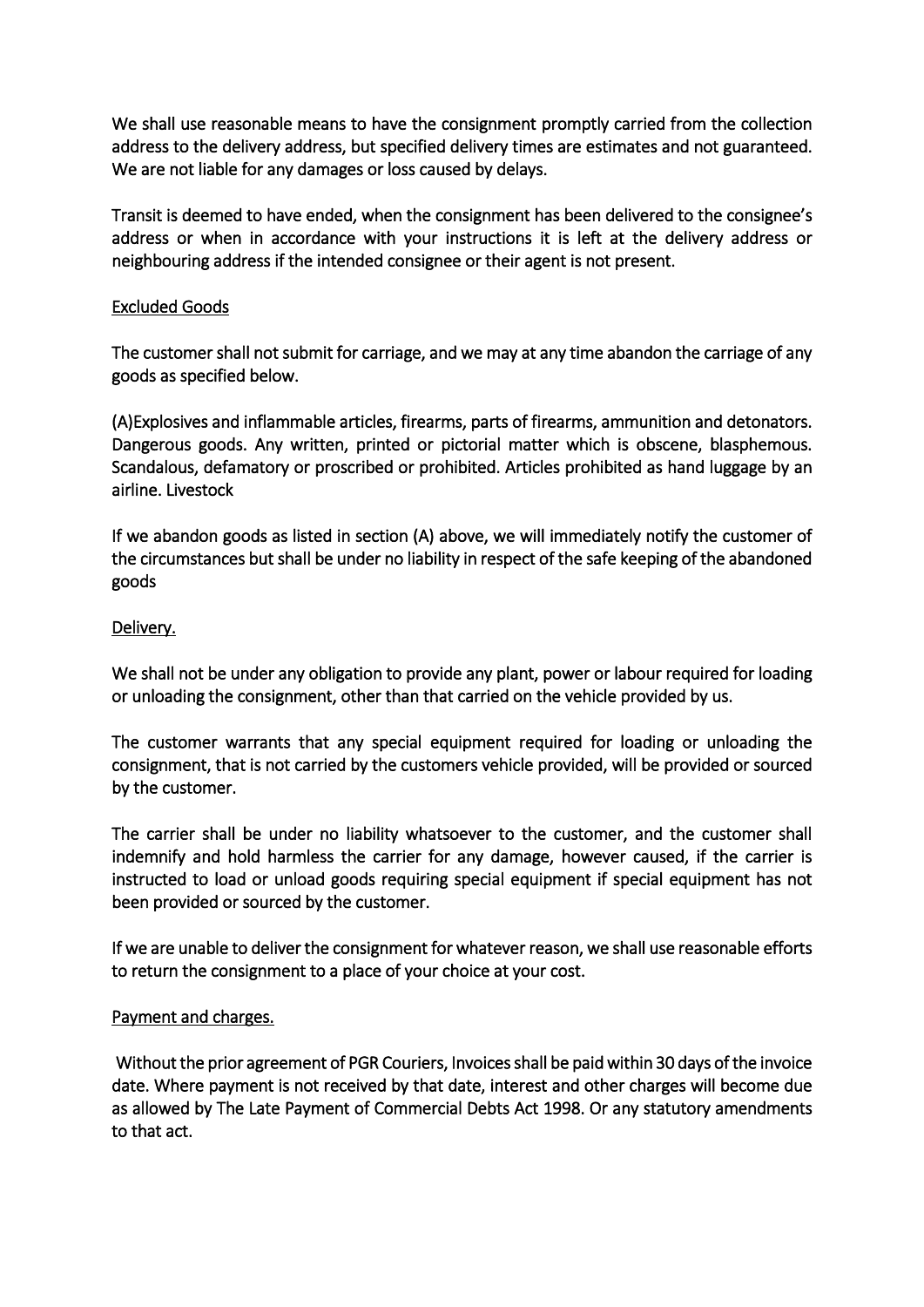We shall use reasonable means to have the consignment promptly carried from the collection address to the delivery address, but specified delivery times are estimates and not guaranteed. We are not liable for any damages or loss caused by delays.

Transit is deemed to have ended, when the consignment has been delivered to the consignee's address or when in accordance with your instructions it is left at the delivery address or neighbouring address if the intended consignee or their agent is not present.

## Excluded Goods

The customer shall not submit for carriage, and we may at any time abandon the carriage of any goods as specified below.

(A)Explosives and inflammable articles, firearms, parts of firearms, ammunition and detonators. Dangerous goods. Any written, printed or pictorial matter which is obscene, blasphemous. Scandalous, defamatory or proscribed or prohibited. Articles prohibited as hand luggage by an airline. Livestock

If we abandon goods as listed in section (A) above, we will immediately notify the customer of the circumstances but shall be under no liability in respect of the safe keeping of the abandoned goods

## Delivery.

We shall not be under any obligation to provide any plant, power or labour required for loading or unloading the consignment, other than that carried on the vehicle provided by us.

The customer warrants that any special equipment required for loading or unloading the consignment, that is not carried by the customers vehicle provided, will be provided or sourced by the customer.

The carrier shall be under no liability whatsoever to the customer, and the customer shall indemnify and hold harmless the carrier for any damage, however caused, if the carrier is instructed to load or unload goods requiring special equipment if special equipment has not been provided or sourced by the customer.

If we are unable to deliver the consignment for whatever reason, we shall use reasonable efforts to return the consignment to a place of your choice at your cost.

## Payment and charges.

Without the prior agreement of PGR Couriers, Invoices shall be paid within 30 days of the invoice date. Where payment is not received by that date, interest and other charges will become due as allowed by The Late Payment of Commercial Debts Act 1998. Or any statutory amendments to that act.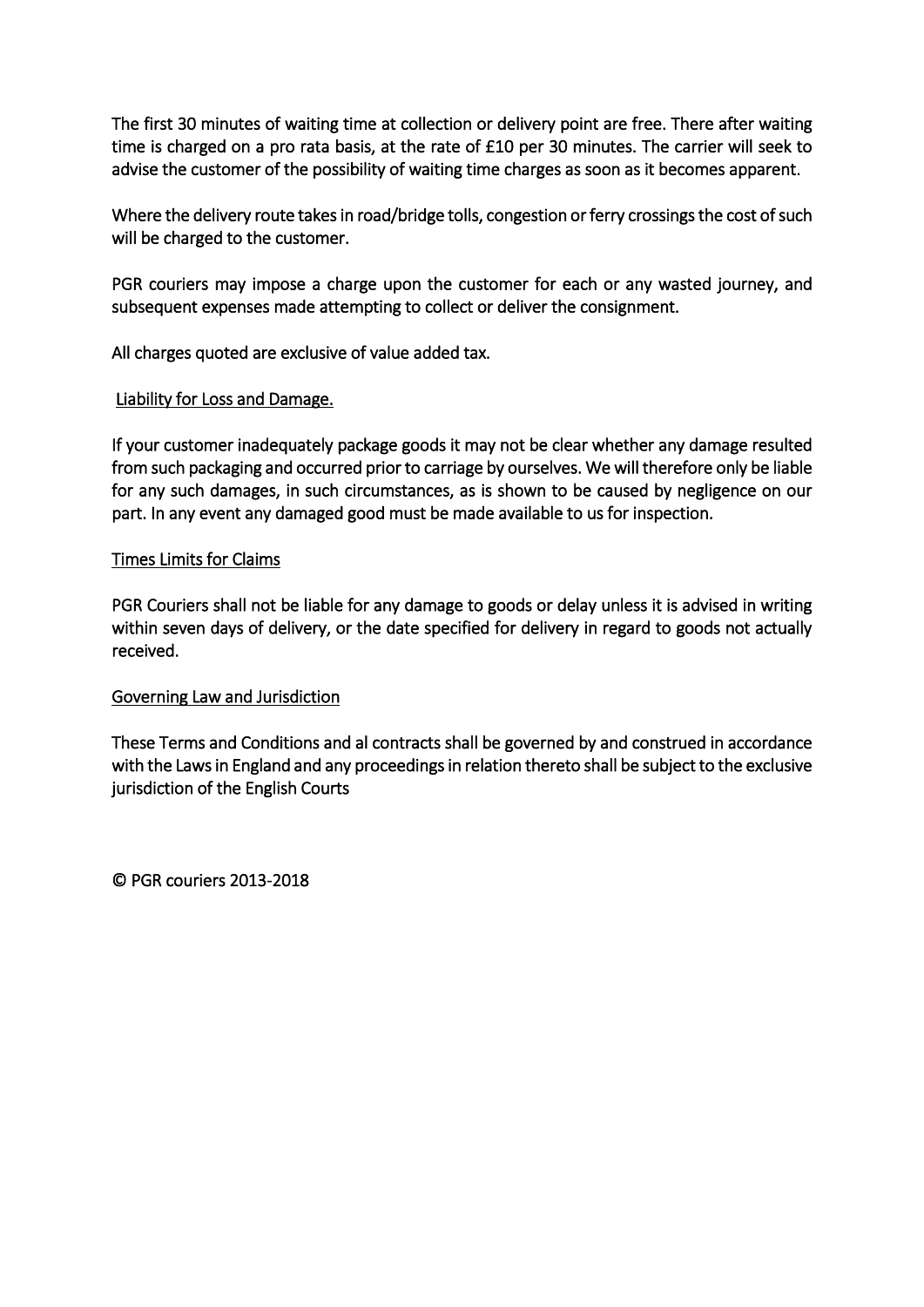The first 30 minutes of waiting time at collection or delivery point are free. There after waiting time is charged on a pro rata basis, at the rate of £10 per 30 minutes. The carrier will seek to advise the customer of the possibility of waiting time charges as soon as it becomes apparent.

Where the delivery route takes in road/bridge tolls, congestion or ferry crossings the cost of such will be charged to the customer.

PGR couriers may impose a charge upon the customer for each or any wasted journey, and subsequent expenses made attempting to collect or deliver the consignment.

All charges quoted are exclusive of value added tax.

## Liability for Loss and Damage.

If your customer inadequately package goods it may not be clear whether any damage resulted from such packaging and occurred prior to carriage by ourselves. We will therefore only be liable for any such damages, in such circumstances, as is shown to be caused by negligence on our part. In any event any damaged good must be made available to us for inspection.

## Times Limits for Claims

PGR Couriers shall not be liable for any damage to goods or delay unless it is advised in writing within seven days of delivery, or the date specified for delivery in regard to goods not actually received.

## Governing Law and Jurisdiction

These Terms and Conditions and al contracts shall be governed by and construed in accordance with the Laws in England and any proceedings in relation thereto shall be subject to the exclusive jurisdiction of the English Courts

© PGR couriers 2013-2018